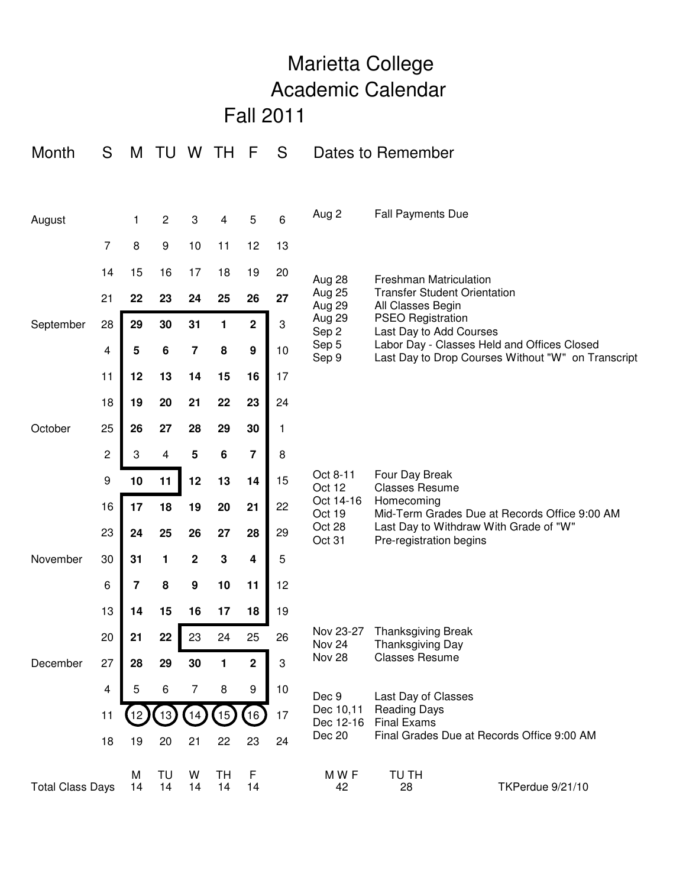# Marietta College
# Academic Calendar
## Fall 2011

| Month | S | M | TU | W | TH | F | S |
|---|---|---|---|---|---|---|---|
| August | | 1 | 2 | 3 | 4 | 5 | 6 |
| | 7 | 8 | 9 | 10 | 11 | 12 | 13 |
| | 14 | 15 | 16 | 17 | 18 | 19 | 20 |
| | 21 | **22** | **23** | **24** | **25** | **26** | **27** |
| September | 28 | **29** | **30** | **31** | **1** | **2** | 3 |
| | 4 | **5** | **6** | **7** | **8** | **9** | 10 |
| | 11 | **12** | **13** | **14** | **15** | **16** | 17 |
| | 18 | **19** | **20** | **21** | **22** | **23** | 24 |
| October | 25 | **26** | **27** | **28** | **29** | **30** | 1 |
| | 2 | 3 | 4 | **5** | **6** | **7** | 8 |
| | 9 | **10** | **11** | **12** | **13** | **14** | 15 |
| | 16 | **17** | **18** | **19** | **20** | **21** | 22 |
| | 23 | **24** | **25** | **26** | **27** | **28** | 29 |
| November | 30 | **31** | **1** | **2** | **3** | **4** | 5 |
| | 6 | **7** | **8** | **9** | **10** | **11** | 12 |
| | 13 | **14** | **15** | **16** | **17** | **18** | 19 |
| | 20 | **21** | **22** | 23 | 24 | 25 | 26 |
| December | 27 | **28** | **29** | **30** | **1** | **2** | 3 |
| | 4 | 5 | 6 | 7 | 8 | 9 | 10 |
| | 11 | (12) | (13) | (14) | (15) | (16) | 17 |
| | 18 | 19 | 20 | 21 | 22 | 23 | 24 |

## Dates to Remember

| Date | Event |
|---|---|
| Aug 2 | Fall Payments Due |
| Aug 28 | Freshman Matriculation |
| Aug 25 | Transfer Student Orientation |
| Aug 29 | All Classes Begin |
| Aug 29 | PSEO Registration |
| Sep 2 | Last Day to Add Courses |
| Sep 5 | Labor Day - Classes Held and Offices Closed |
| Sep 9 | Last Day to Drop Courses Without "W" on Transcript |
| Oct 8-11 | Four Day Break |
| Oct 12 | Classes Resume |
| Oct 14-16 | Homecoming |
| Oct 19 | Mid-Term Grades Due at Records Office 9:00 AM |
| Oct 28 | Last Day to Withdraw With Grade of "W" |
| Oct 31 | Pre-registration begins |
| Nov 23-27 | Thanksgiving Break |
| Nov 24 | Thanksgiving Day |
| Nov 28 | Classes Resume |
| Dec 9 | Last Day of Classes |
| Dec 10,11 | Reading Days |
| Dec 12-16 | Final Exams |
| Dec 20 | Final Grades Due at Records Office 9:00 AM |

| | M | TU | W | TH | F | M W F | TU TH |
|---|---|---|---|---|---|---|---|
| Total Class Days | 14 | 14 | 14 | 14 | 14 | 42 | 28 |

TKPerdue 9/21/10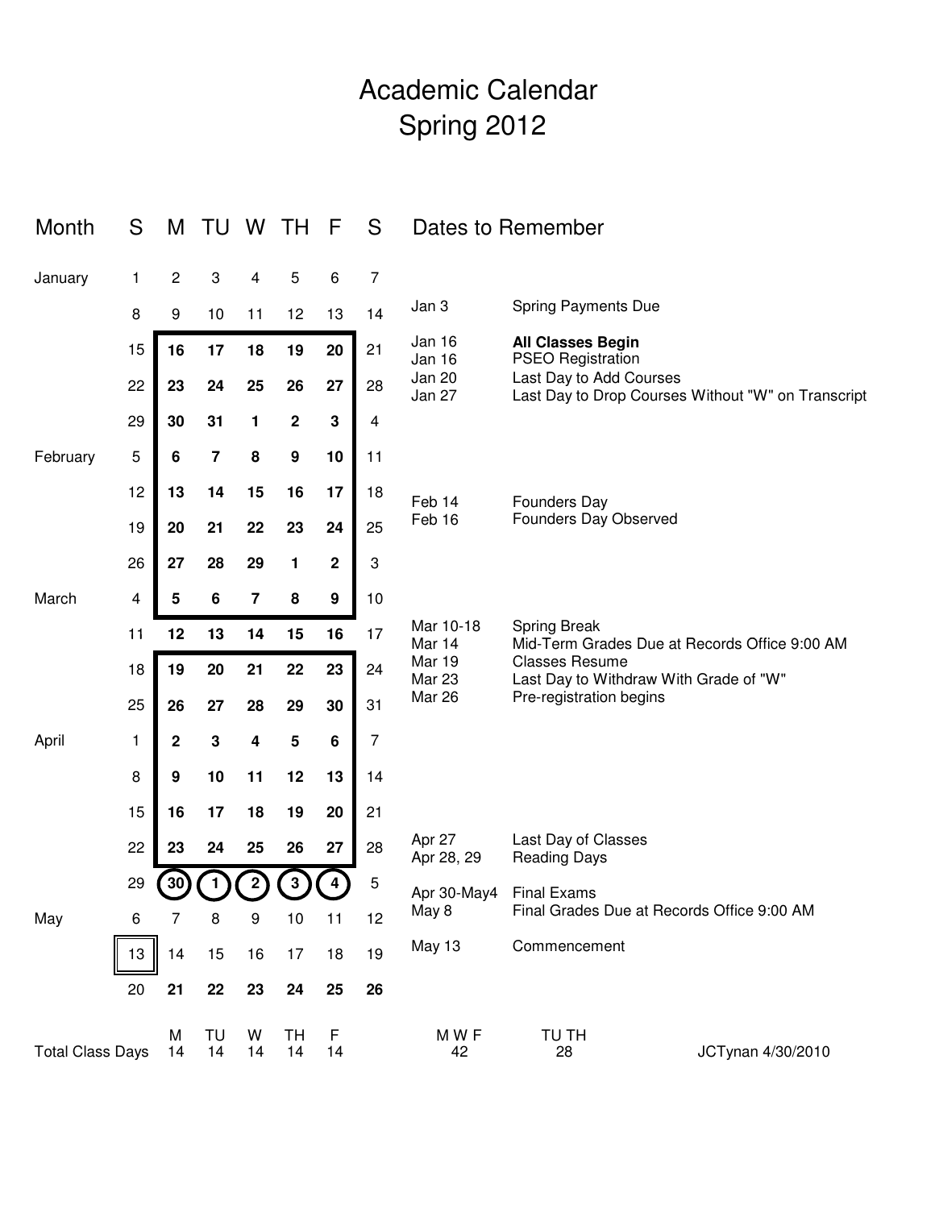# Academic Calendar
# Spring 2012

| Month | S | M | TU | W | TH | F | S | Dates to Remember | |
|---|---|---|---|---|---|---|---|---|---|
| January | 1 | 2 | 3 | 4 | 5 | 6 | 7 | | |
| | 8 | 9 | 10 | 11 | 12 | 13 | 14 | Jan 3 | Spring Payments Due |
| | 15 | **16** | **17** | **18** | **19** | **20** | 21 | Jan 16<br>Jan 16 | **All Classes Begin**<br>PSEO Registration |
| | 22 | **23** | **24** | **25** | **26** | **27** | 28 | Jan 20<br>Jan 27 | Last Day to Add Courses<br>Last Day to Drop Courses Without "W" on Transcript |
| | 29 | **30** | **31** | **1** | **2** | **3** | 4 | | |
| February | 5 | **6** | **7** | **8** | **9** | **10** | 11 | | |
| | 12 | **13** | **14** | **15** | **16** | **17** | 18 | Feb 14<br>Feb 16 | Founders Day<br>Founders Day Observed |
| | 19 | **20** | **21** | **22** | **23** | **24** | 25 | | |
| | 26 | **27** | **28** | **29** | **1** | **2** | 3 | | |
| March | 4 | **5** | **6** | **7** | **8** | **9** | 10 | | |
| | 11 | **12** | **13** | **14** | **15** | **16** | 17 | Mar 10-18<br>Mar 14 | Spring Break<br>Mid-Term Grades Due at Records Office 9:00 AM |
| | 18 | **19** | **20** | **21** | **22** | **23** | 24 | Mar 19<br>Mar 23 | Classes Resume<br>Last Day to Withdraw With Grade of "W" |
| | 25 | **26** | **27** | **28** | **29** | **30** | 31 | Mar 26 | Pre-registration begins |
| April | 1 | **2** | **3** | **4** | **5** | **6** | 7 | | |
| | 8 | **9** | **10** | **11** | **12** | **13** | 14 | | |
| | 15 | **16** | **17** | **18** | **19** | **20** | 21 | | |
| | 22 | **23** | **24** | **25** | **26** | **27** | 28 | Apr 27<br>Apr 28, 29 | Last Day of Classes<br>Reading Days |
| | 29 | **30** | **1** | **2** | **3** | **4** | 5 | Apr 30-May4 | Final Exams |
| May | 6 | 7 | 8 | 9 | 10 | 11 | 12 | May 8 | Final Grades Due at Records Office 9:00 AM |
| | 13 | 14 | 15 | 16 | 17 | 18 | 19 | May 13 | Commencement |
| | 20 | **21** | **22** | **23** | **24** | **25** | **26** | | |

| | M | TU | W | TH | F | M W F | TU TH |
|---|---|---|---|---|---|---|---|
| Total Class Days | 14 | 14 | 14 | 14 | 14 | 42 | 28 |

JCTynan 4/30/2010